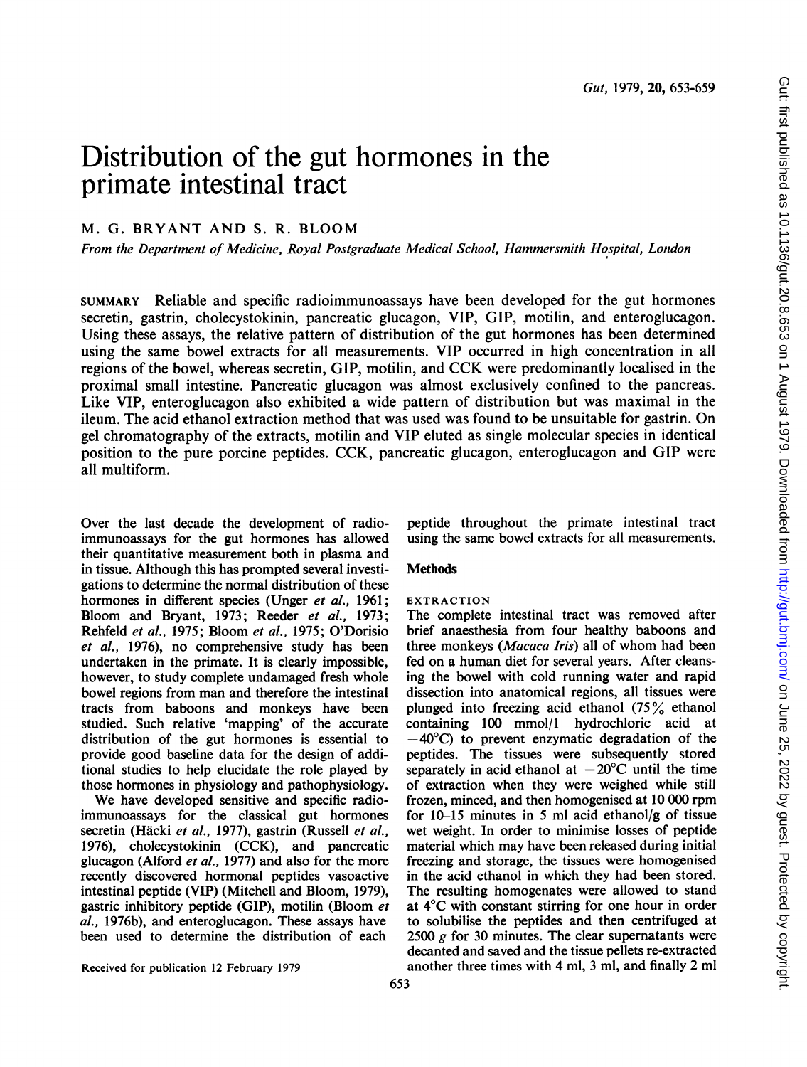# Distribution of the gut hormones in the primate intestinal tract

M. G. BRYANT AND S. R. BLOOM

*From the Department of Medicine, Royal Postgraduate Medical School, Hammersmith Hospital, London*

SUMMARY Reliable and specific radioimmunoassays have been developed for the gut hormones secretin, gastrin, cholecystokinin, pancreatic glucagon, VIP, GIP, motilin, and enteroglucagon. Using these assays, the relative pattern of distribution of the gut hormones has been determined using the same bowel extracts for all measurements. VIP occurred in high concentration in all regions of the bowel, whereas secretin, GIP, motilin, and CCK were predominantly localised in the proximal small intestine. Pancreatic glucagon was almost exclusively confined to the pancreas. Like VIP, enteroglucagon also exhibited a wide pattern of distribution but was maximal in the ileum. The acid ethanol extraction method that was used was found to be unsuitable for gastrin. On gel chromatography of the extracts, motilin and VIP eluted as single molecular species in identical position to the pure porcine peptides. CCK, pancreatic glucagon, enteroglucagon and GIP were all multiform.

Over the last decade the development of radioimmunoassays for the gut hormones has allowed their quantitative measurement both in plasma and in tissue. Although this has prompted several investigations to determine the normal distribution of these hormones in different species (Unger *et al.*, 1961; Bloom and Bryant, 1973; Reeder *et al.*, 1973; Rehfeld *et al.*, 1975; Bloom *et al.*, 1975; O'Dorisio *et al.*, 1976), no comprehensive study has been undertaken in the primate. It is clearly impossible, however, to study complete undamaged fresh whole bowel regions from man and therefore the intestinal tracts from baboons and monkeys have been studied. Such relative 'mapping' of the accurate distribution of the gut hormones is essential to provide good baseline data for the design of additional studies to help elucidate the role played by those hormones in physiology and pathophysiology.

We have developed sensitive and specific radioimmunoassays for the classical gut hormones secretin (Häcki *et al.*, 1977), gastrin (Russell *et al.*, 1976), cholecystokinin (CCK), and pancreatic glucagon (Alford *et al.*, 1977) and also for the more recently discovered hormonal peptides vasoactive intestinal peptide (VIP) (Mitchell and Bloom, 1979), gastric inhibitory peptide (GIP), motilin (Bloom *et al.*, 1976b), and enteroglucagon. These assays have been used to determine the distribution of each peptide throughout the primate intestinal tract using the same bowel extracts for all measurements.

Received for publication 12 February 1979

## Methods

### EXTRACTION

The complete intestinal tract was removed after brief anaesthesia from four healthy baboons and three monkeys (*Macaca Iris*) all of whom had been fed on a human diet for several years. After cleansing the bowel with cold running water and rapid dissection into anatomical regions, all tissues were plunged into freezing acid ethanol (75% ethanol containing 100 mmol/l hydrochloric acid at $-40°C$) to prevent enzymatic degradation of the peptides. The tissues were subsequently stored separately in acid ethanol at $-20°C$ until the time of extraction when they were weighed while still frozen, minced, and then homogenised at 10 000 rpm for 10–15 minutes in 5 ml acid ethanol/g of tissue wet weight. In order to minimise losses of peptide material which may have been released during initial freezing and storage, the tissues were homogenised in the acid ethanol in which they had been stored. The resulting homogenates were allowed to stand at 4°C with constant stirring for one hour in order to solubilise the peptides and then centrifuged at 2500 *g* for 30 minutes. The clear supernatants were decanted and saved and the tissue pellets re-extracted another three times with 4 ml, 3 ml, and finally 2 ml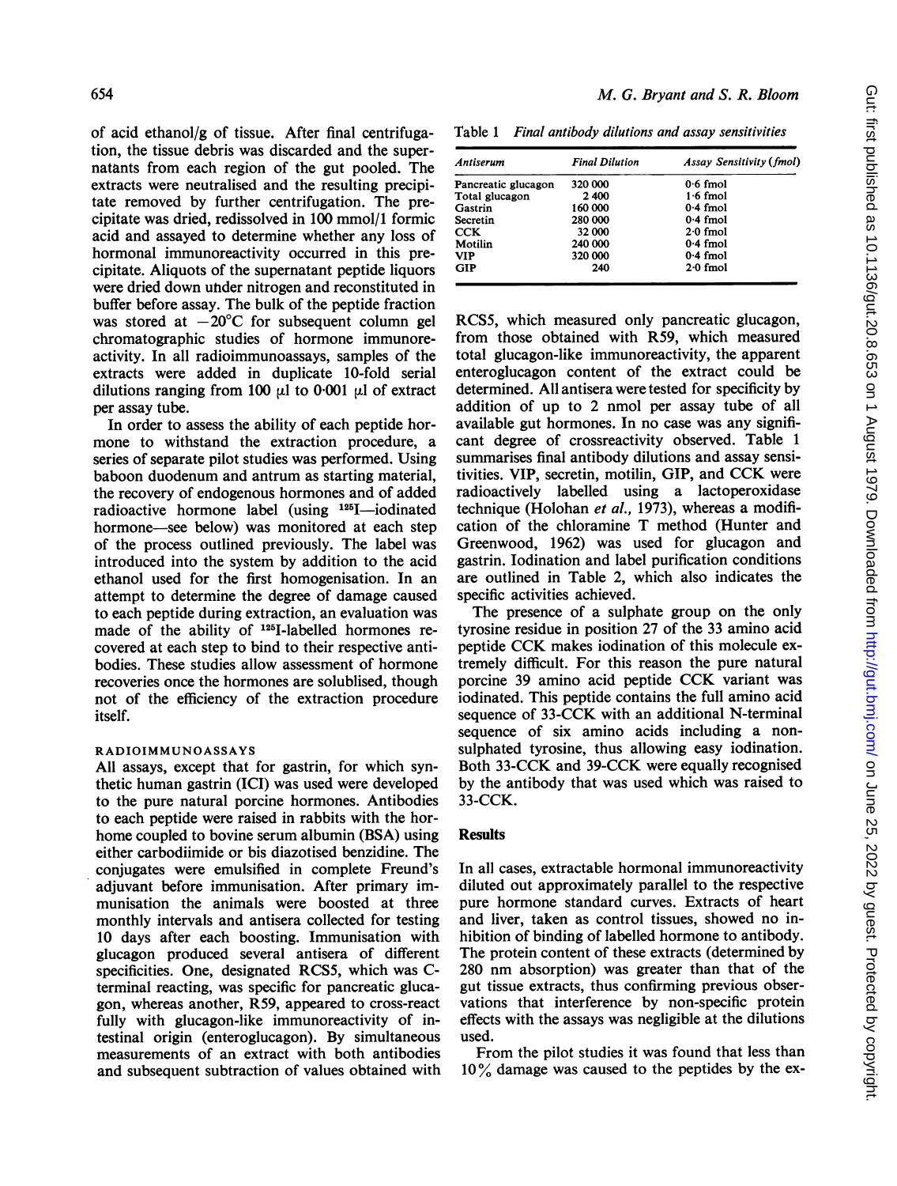of acid ethanol/g of tissue. After final centrifugation, the tissue debris was discarded and the supernatants from each region of the gut pooled. The extracts were neutralised and the resulting precipitate removed by further centrifugation. The precipitate was dried, redissolved in 100 mmol/1 formic acid and assayed to determine whether any loss of hormonal immunoreactivity occurred in this precipitate. Aliquots of the supernatant peptide liquors were dried down under nitrogen and reconstituted in buffer before assay. The bulk of the peptide fraction was stored at −20°C for subsequent column gel chromatographic studies of hormone immunoreactivity. In all radioimmunoassays, samples of the extracts were added in duplicate 10-fold serial dilutions ranging from 100 μl to 0·001 μl of extract per assay tube.

In order to assess the ability of each peptide hormone to withstand the extraction procedure, a series of separate pilot studies was performed. Using baboon duodenum and antrum as starting material, the recovery of endogenous hormones and of added radioactive hormone label (using $^{125}$I—iodinated hormone—see below) was monitored at each step of the process outlined previously. The label was introduced into the system by addition to the acid ethanol used for the first homogenisation. In an attempt to determine the degree of damage caused to each peptide during extraction, an evaluation was made of the ability of $^{125}$I-labelled hormones recovered at each step to bind to their respective antibodies. These studies allow assessment of hormone recoveries once the hormones are solublised, though not of the efficiency of the extraction procedure itself.

### RADIOIMMUNOASSAYS

All assays, except that for gastrin, for which synthetic human gastrin (ICI) was used were developed to the pure natural porcine hormones. Antibodies to each peptide were raised in rabbits with the hormone coupled to bovine serum albumin (BSA) using either carbodiimide or bis diazotised benzidine. The conjugates were emulsified in complete Freund's adjuvant before immunisation. After primary immunisation the animals were boosted at three monthly intervals and antisera collected for testing 10 days after each boosting. Immunisation with glucagon produced several antisera of different specificities. One, designated RCS5, which was C-terminal reacting, was specific for pancreatic glucagon, whereas another, R59, appeared to cross-react fully with glucagon-like immunoreactivity of intestinal origin (enteroglucagon). By simultaneous measurements of an extract with both antibodies and subsequent subtraction of values obtained with RCS5, which measured only pancreatic glucagon, from those obtained with R59, which measured total glucagon-like immunoreactivity, the apparent enteroglucagon content of the extract could be determined. All antisera were tested for specificity by addition of up to 2 nmol per assay tube of all available gut hormones. In no case was any significant degree of crossreactivity observed. Table 1 summarises final antibody dilutions and assay sensitivities. VIP, secretin, motilin, GIP, and CCK were radioactively labelled using a lactoperoxidase technique (Holohan *et al.*, 1973), whereas a modification of the chloramine T method (Hunter and Greenwood, 1962) was used for glucagon and gastrin. Iodination and label purification conditions are outlined in Table 2, which also indicates the specific activities achieved.

Table 1 *Final antibody dilutions and assay sensitivities*

| *Antiserum* | *Final Dilution* | *Assay Sensitivity (fmol)* |
|---|---|---|
| Pancreatic glucagon | 320 000 | 0·6 fmol |
| Total glucagon | 2 400 | 1·6 fmol |
| Gastrin | 160 000 | 0·4 fmol |
| Secretin | 280 000 | 0·4 fmol |
| CCK | 32 000 | 2·0 fmol |
| Motilin | 240 000 | 0·4 fmol |
| VIP | 320 000 | 0·4 fmol |
| GIP | 240 | 2·0 fmol |

The presence of a sulphate group on the only tyrosine residue in position 27 of the 33 amino acid peptide CCK makes iodination of this molecule extremely difficult. For this reason the pure natural porcine 39 amino acid peptide CCK variant was iodinated. This peptide contains the full amino acid sequence of 33-CCK with an additional N-terminal sequence of six amino acids including a non-sulphated tyrosine, thus allowing easy iodination. Both 33-CCK and 39-CCK were equally recognised by the antibody that was used which was raised to 33-CCK.

## Results

In all cases, extractable hormonal immunoreactivity diluted out approximately parallel to the respective pure hormone standard curves. Extracts of heart and liver, taken as control tissues, showed no inhibition of binding of labelled hormone to antibody. The protein content of these extracts (determined by 280 nm absorption) was greater than that of the gut tissue extracts, thus confirming previous observations that interference by non-specific protein effects with the assays was negligible at the dilutions used.

From the pilot studies it was found that less than 10% damage was caused to the peptides by the ex-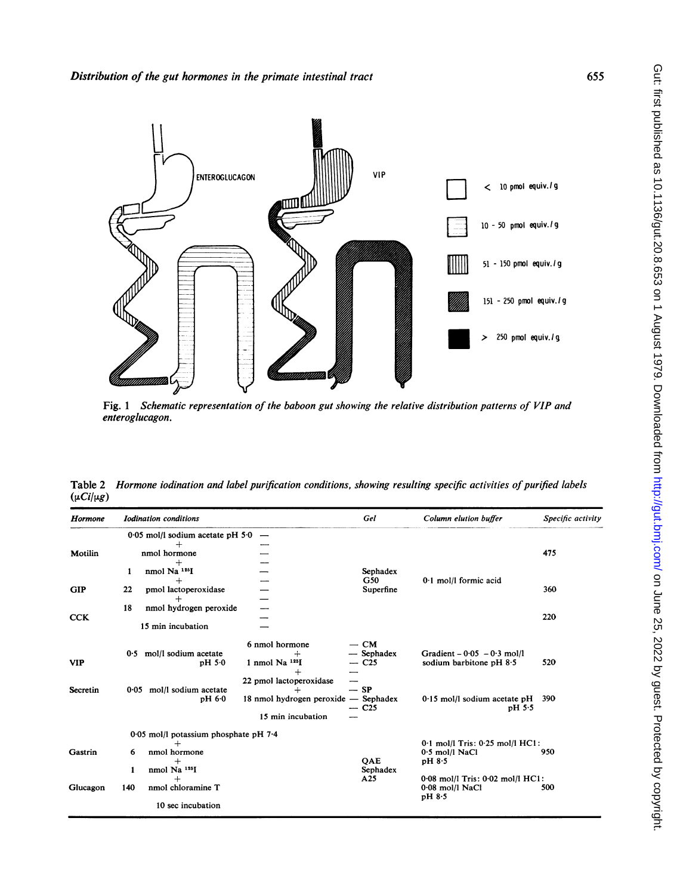Fig. 1 *Schematic representation of the baboon gut showing the relative distribution patterns of VIP and enteroglucagon.*

Table 2 *Hormone iodination and label purification conditions, showing resulting specific activities of purified labels (μCi/μg)*

| Hormone | Iodination conditions | Gel | Column elution buffer | Specific activity |
|---|---|---|---|---|
| Motilin | 0·05 mol/l sodium acetate pH 5·0 + nmol hormone + 1 nmol Na $^{125}$I + 22 pmol lactoperoxidase + 18 nmol hydrogen peroxide, 15 min incubation | Sephadex G50 Superfine | 0·1 mol/l formic acid | 475 |
| GIP | | | | 360 |
| CCK | | | | 220 |
| VIP | 0·5 mol/l sodium acetate pH 5·0; 6 nmol hormone + 1 nmol Na $^{125}$I + 22 pmol lactoperoxidase + 18 nmol hydrogen peroxide, 15 min incubation | CM Sephadex C25 | Gradient – 0·05 – 0·3 mol/l sodium barbitone pH 8·5 | 520 |
| Secretin | 0·05 mol/l sodium acetate pH 6·0; 6 nmol hormone + 1 nmol Na $^{125}$I + 22 pmol lactoperoxidase + 18 nmol hydrogen peroxide, 15 min incubation | SP Sephadex C25 | 0·15 mol/l sodium acetate pH 5·5 | 390 |
| Gastrin | 0·05 mol/l potassium phosphate pH 7·4 + 6 nmol hormone + 1 nmol Na $^{125}$I + 140 nmol chloramine T, 10 sec incubation | QAE Sephadex A25 | 0·1 mol/l Tris: 0·25 mol/l HCl: 0·5 mol/l NaCl pH 8·5 | 950 |
| Glucagon | | | 0·08 mol/l Tris: 0·02 mol/l HCl: 0·08 mol/l NaCl pH 8·5 | 500 |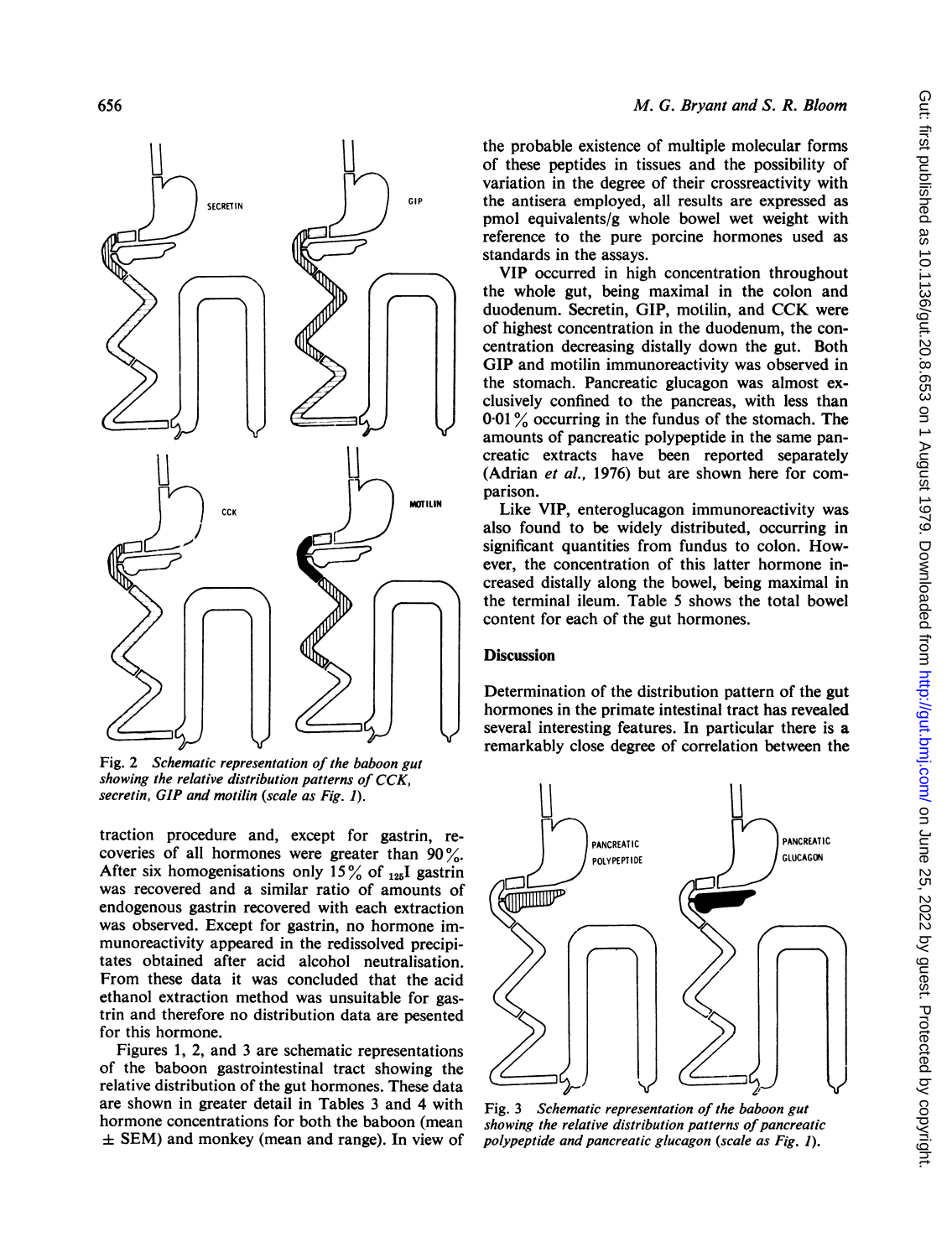Fig. 2 *Schematic representation of the baboon gut showing the relative distribution patterns of CCK, secretin, GIP and motilin (scale as Fig. 1).*

traction procedure and, except for gastrin, recoveries of all hormones were greater than 90%. After six homogenisations only 15% of $_{125}$I gastrin was recovered and a similar ratio of amounts of endogenous gastrin recovered with each extraction was observed. Except for gastrin, no hormone immunoreactivity appeared in the redissolved precipitates obtained after acid alcohol neutralisation. From these data it was concluded that the acid ethanol extraction method was unsuitable for gastrin and therefore no distribution data are pesented for this hormone.

Figures 1, 2, and 3 are schematic representations of the baboon gastrointestinal tract showing the relative distribution of the gut hormones. These data are shown in greater detail in Tables 3 and 4 with hormone concentrations for both the baboon (mean ± SEM) and monkey (mean and range). In view of the probable existence of multiple molecular forms of these peptides in tissues and the possibility of variation in the degree of their crossreactivity with the antisera employed, all results are expressed as pmol equivalents/g whole bowel wet weight with reference to the pure porcine hormones used as standards in the assays.

VIP occurred in high concentration throughout the whole gut, being maximal in the colon and duodenum. Secretin, GIP, motilin, and CCK were of highest concentration in the duodenum, the concentration decreasing distally down the gut. Both GIP and motilin immunoreactivity was observed in the stomach. Pancreatic glucagon was almost exclusively confined to the pancreas, with less than 0·01% occurring in the fundus of the stomach. The amounts of pancreatic polypeptide in the same pancreatic extracts have been reported separately (Adrian *et al.*, 1976) but are shown here for comparison.

Like VIP, enteroglucagon immunoreactivity was also found to be widely distributed, occurring in significant quantities from fundus to colon. However, the concentration of this latter hormone increased distally along the bowel, being maximal in the terminal ileum. Table 5 shows the total bowel content for each of the gut hormones.

## Discussion

Determination of the distribution pattern of the gut hormones in the primate intestinal tract has revealed several interesting features. In particular there is a remarkably close degree of correlation between the

Fig. 3 *Schematic representation of the baboon gut showing the relative distribution patterns of pancreatic polypeptide and pancreatic glucagon (scale as Fig. 1).*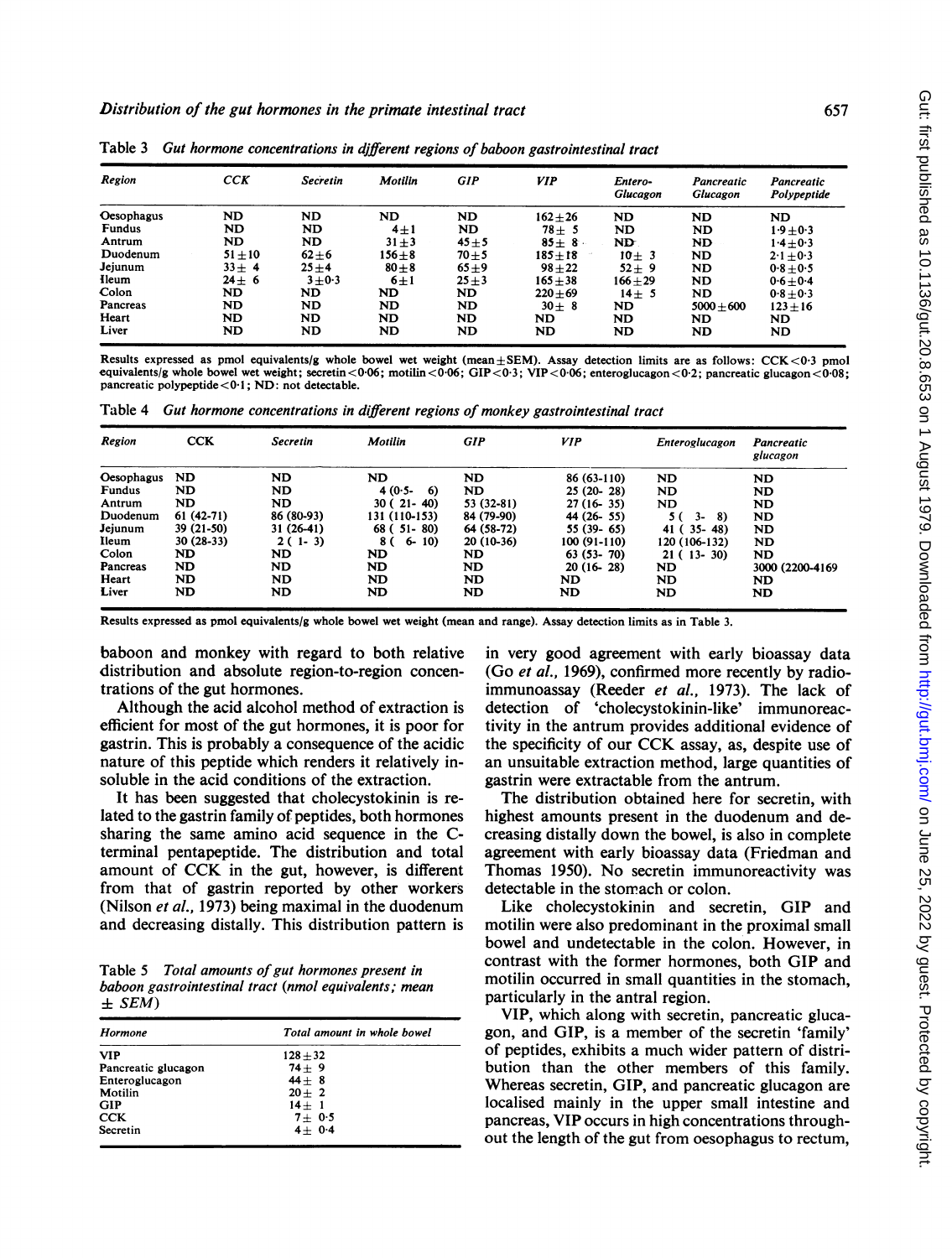Table 3 *Gut hormone concentrations in different regions of baboon gastrointestinal tract*

| Region | CCK | Secretin | Motilin | GIP | VIP | Entero-Glucagon | Pancreatic Glucagon | Pancreatic Polypeptide |
|---|---|---|---|---|---|---|---|---|
| Oesophagus | ND | ND | ND | ND | 162±26 | ND | ND | ND |
| Fundus | ND | ND | 4±1 | ND | 78± 5 | ND | ND | 1·9±0·3 |
| Antrum | ND | ND | 31±3 | 45±5 | 85± 8 | ND | ND | 1·4±0·3 |
| Duodenum | 51±10 | 62±6 | 156±8 | 70±5 | 185±18 | 10± 3 | ND | 2·1±0·3 |
| Jejunum | 33± 4 | 25±4 | 80±8 | 65±9 | 98±22 | 52± 9 | ND | 0·8±0·5 |
| Ileum | 24± 6 | 3±0·3 | 6±1 | 25±3 | 165±38 | 166±29 | ND | 0·6±0·4 |
| Colon | ND | ND | ND | ND | 220±69 | 14± 5 | ND | 0·8±0·3 |
| Pancreas | ND | ND | ND | ND | 30± 8 | ND | 5000±600 | 123±16 |
| Heart | ND | ND | ND | ND | ND | ND | ND | ND |
| Liver | ND | ND | ND | ND | ND | ND | ND | ND |

Results expressed as pmol equivalents/g whole bowel wet weight (mean±SEM). Assay detection limits are as follows: CCK<0·3 pmol equivalents/g whole bowel wet weight; secretin<0·06; motilin<0·06; GIP<0·3; VIP<0·06; enteroglucagon<0·2; pancreatic glucagon<0·08; pancreatic polypeptide<0·1; ND: not detectable.

Table 4 *Gut hormone concentrations in different regions of monkey gastrointestinal tract*

| Region | CCK | Secretin | Motilin | GIP | VIP | Enteroglucagon | Pancreatic glucagon |
|---|---|---|---|---|---|---|---|
| Oesophagus | ND | ND | ND | ND | 86 (63-110) | ND | ND |
| Fundus | ND | ND | 4 (0·5- 6) | ND | 25 (20- 28) | ND | ND |
| Antrum | ND | ND | 30 ( 21- 40) | 53 (32-81) | 27 (16- 35) | ND | ND |
| Duodenum | 61 (42-71) | 86 (80-93) | 131 (110-153) | 84 (79-90) | 44 (26- 55) | 5 ( 3- 8) | ND |
| Jejunum | 39 (21-50) | 31 (26-41) | 68 ( 51- 80) | 64 (58-72) | 55 (39- 65) | 41 ( 35- 48) | ND |
| Ileum | 30 (28-33) | 2 ( 1- 3) | 8 ( 6- 10) | 20 (10-36) | 100 (91-110) | 120 (106-132) | ND |
| Colon | ND | ND | ND | ND | 63 (53- 70) | 21 ( 13- 30) | ND |
| Pancreas | ND | ND | ND | ND | 20 (16- 28) | ND | 3000 (2200-4169 |
| Heart | ND | ND | ND | ND | ND | ND | ND |
| Liver | ND | ND | ND | ND | ND | ND | ND |

Results expressed as pmol equivalents/g whole bowel wet weight (mean and range). Assay detection limits as in Table 3.

baboon and monkey with regard to both relative distribution and absolute region-to-region concentrations of the gut hormones.

Although the acid alcohol method of extraction is efficient for most of the gut hormones, it is poor for gastrin. This is probably a consequence of the acidic nature of this peptide which renders it relatively insoluble in the acid conditions of the extraction.

It has been suggested that cholecystokinin is related to the gastrin family of peptides, both hormones sharing the same amino acid sequence in the C-terminal pentapeptide. The distribution and total amount of CCK in the gut, however, is different from that of gastrin reported by other workers (Nilson *et al.*, 1973) being maximal in the duodenum and decreasing distally. This distribution pattern is in very good agreement with early bioassay data (Go *et al.*, 1969), confirmed more recently by radioimmunoassay (Reeder *et al.*, 1973). The lack of detection of 'cholecystokinin-like' immunoreactivity in the antrum provides additional evidence of the specificity of our CCK assay, as, despite use of an unsuitable extraction method, large quantities of gastrin were extractable from the antrum.

Table 5 *Total amounts of gut hormones present in baboon gastrointestinal tract (nmol equivalents; mean ± SEM)*

| Hormone | Total amount in whole bowel |
|---|---|
| VIP | 128±32 |
| Pancreatic glucagon | 74± 9 |
| Enteroglucagon | 44± 8 |
| Motilin | 20± 2 |
| GIP | 14± 1 |
| CCK | 7± 0·5 |
| Secretin | 4± 0·4 |

The distribution obtained here for secretin, with highest amounts present in the duodenum and decreasing distally down the bowel, is also in complete agreement with early bioassay data (Friedman and Thomas 1950). No secretin immunoreactivity was detectable in the stomach or colon.

Like cholecystokinin and secretin, GIP and motilin were also predominant in the proximal small bowel and undetectable in the colon. However, in contrast with the former hormones, both GIP and motilin occurred in small quantities in the stomach, particularly in the antral region.

VIP, which along with secretin, pancreatic glucagon, and GIP, is a member of the secretin 'family' of peptides, exhibits a much wider pattern of distribution than the other members of this family. Whereas secretin, GIP, and pancreatic glucagon are localised mainly in the upper small intestine and pancreas, VIP occurs in high concentrations throughout the length of the gut from oesophagus to rectum,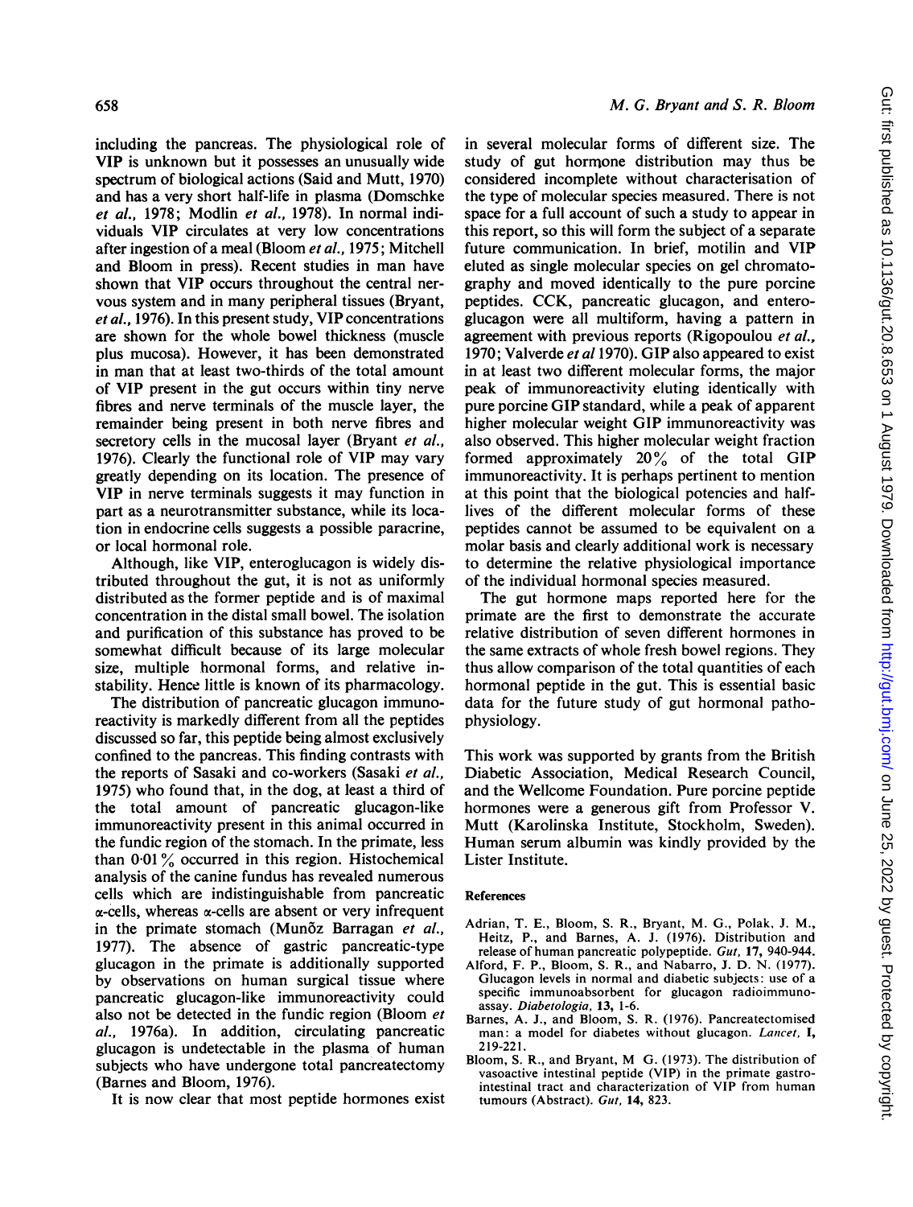including the pancreas. The physiological role of VIP is unknown but it possesses an unusually wide spectrum of biological actions (Said and Mutt, 1970) and has a very short half-life in plasma (Domschke *et al.*, 1978; Modlin *et al.*, 1978). In normal individuals VIP circulates at very low concentrations after ingestion of a meal (Bloom *et al.*, 1975; Mitchell and Bloom in press). Recent studies in man have shown that VIP occurs throughout the central nervous system and in many peripheral tissues (Bryant, *et al.*, 1976). In this present study, VIP concentrations are shown for the whole bowel thickness (muscle plus mucosa). However, it has been demonstrated in man that at least two-thirds of the total amount of VIP present in the gut occurs within tiny nerve fibres and nerve terminals of the muscle layer, the remainder being present in both nerve fibres and secretory cells in the mucosal layer (Bryant *et al.*, 1976). Clearly the functional role of VIP may vary greatly depending on its location. The presence of VIP in nerve terminals suggests it may function in part as a neurotransmitter substance, while its location in endocrine cells suggests a possible paracrine, or local hormonal role.

Although, like VIP, enteroglucagon is widely distributed throughout the gut, it is not as uniformly distributed as the former peptide and is of maximal concentration in the distal small bowel. The isolation and purification of this substance has proved to be somewhat difficult because of its large molecular size, multiple hormonal forms, and relative instability. Hence little is known of its pharmacology.

The distribution of pancreatic glucagon immunoreactivity is markedly different from all the peptides discussed so far, this peptide being almost exclusively confined to the pancreas. This finding contrasts with the reports of Sasaki and co-workers (Sasaki *et al.*, 1975) who found that, in the dog, at least a third of the total amount of pancreatic glucagon-like immunoreactivity present in this animal occurred in the fundic region of the stomach. In the primate, less than 0·01% occurred in this region. Histochemical analysis of the canine fundus has revealed numerous cells which are indistinguishable from pancreatic α-cells, whereas α-cells are absent or very infrequent in the primate stomach (Munõz Barragan *et al.*, 1977). The absence of gastric pancreatic-type glucagon in the primate is additionally supported by observations on human surgical tissue where pancreatic glucagon-like immunoreactivity could also not be detected in the fundic region (Bloom *et al.*, 1976a). In addition, circulating pancreatic glucagon is undetectable in the plasma of human subjects who have undergone total pancreatectomy (Barnes and Bloom, 1976).

It is now clear that most peptide hormones exist in several molecular forms of different size. The study of gut hormone distribution may thus be considered incomplete without characterisation of the type of molecular species measured. There is not space for a full account of such a study to appear in this report, so this will form the subject of a separate future communication. In brief, motilin and VIP eluted as single molecular species on gel chromatography and moved identically to the pure porcine peptides. CCK, pancreatic glucagon, and enteroglucagon were all multiform, having a pattern in agreement with previous reports (Rigopoulou *et al.*, 1970; Valverde *et al* 1970). GIP also appeared to exist in at least two different molecular forms, the major peak of immunoreactivity eluting identically with pure porcine GIP standard, while a peak of apparent higher molecular weight GIP immunoreactivity was also observed. This higher molecular weight fraction formed approximately 20% of the total GIP immunoreactivity. It is perhaps pertinent to mention at this point that the biological potencies and half-lives of the different molecular forms of these peptides cannot be assumed to be equivalent on a molar basis and clearly additional work is necessary to determine the relative physiological importance of the individual hormonal species measured.

The gut hormone maps reported here for the primate are the first to demonstrate the accurate relative distribution of seven different hormones in the same extracts of whole fresh bowel regions. They thus allow comparison of the total quantities of each hormonal peptide in the gut. This is essential basic data for the future study of gut hormonal pathophysiology.

This work was supported by grants from the British Diabetic Association, Medical Research Council, and the Wellcome Foundation. Pure porcine peptide hormones were a generous gift from Professor V. Mutt (Karolinska Institute, Stockholm, Sweden). Human serum albumin was kindly provided by the Lister Institute.

### References

Adrian, T. E., Bloom, S. R., Bryant, M. G., Polak, J. M., Heitz, P., and Barnes, A. J. (1976). Distribution and release of human pancreatic polypeptide. *Gut*, **17**, 940-944.

Alford, F. P., Bloom, S. R., and Nabarro, J. D. N. (1977). Glucagon levels in normal and diabetic subjects: use of a specific immunoabsorbent for glucagon radioimmunoassay. *Diabetologia*, **13**, 1-6.

Barnes, A. J., and Bloom, S. R. (1976). Pancreatectomised man: a model for diabetes without glucagon. *Lancet*, **I**, 219-221.

Bloom, S. R., and Bryant, M G. (1973). The distribution of vasoactive intestinal peptide (VIP) in the primate gastrointestinal tract and characterization of VIP from human tumours (Abstract). *Gut*, **14**, 823.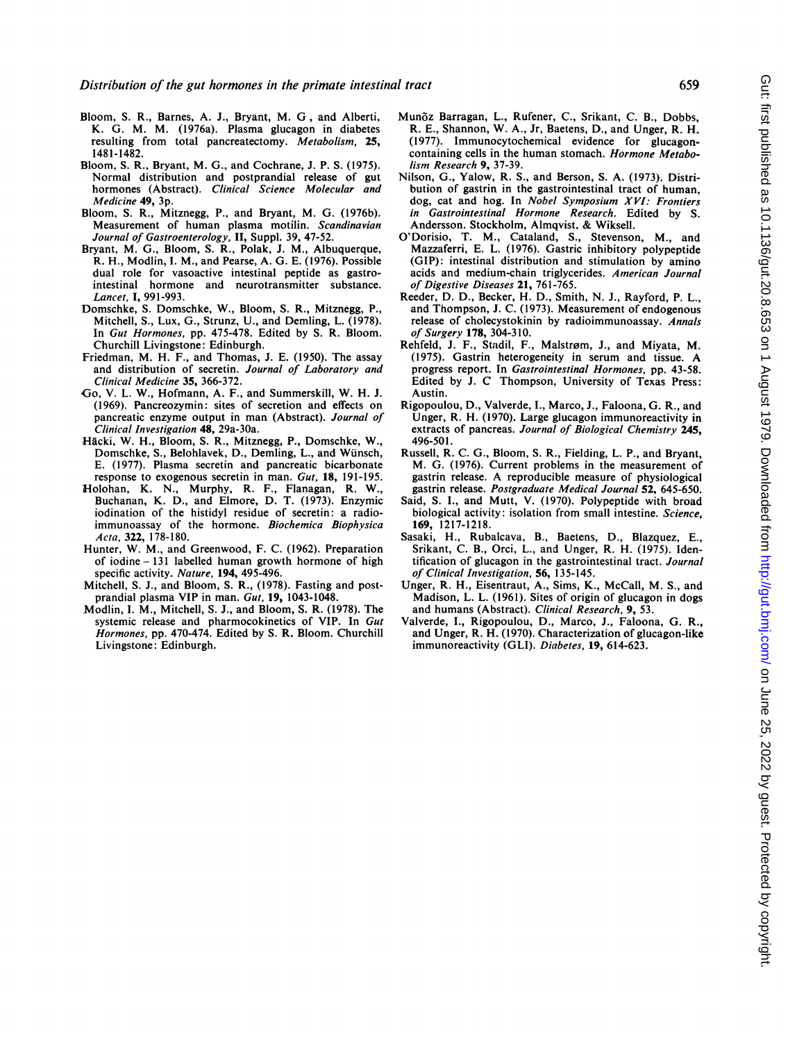Bloom, S. R., Barnes, A. J., Bryant, M. G , and Alberti, K. G. M. M. (1976a). Plasma glucagon in diabetes resulting from total pancreatectomy. *Metabolism*, **25**, 1481-1482.

Bloom, S. R., Bryant, M. G., and Cochrane, J. P. S. (1975). Normal distribution and postprandial release of gut hormones (Abstract). *Clinical Science Molecular and Medicine* **49**, 3p.

Bloom, S. R., Mitznegg, P., and Bryant, M. G. (1976b). Measurement of human plasma motilin. *Scandinavian Journal of Gastroenterology*, **11**, Suppl. 39, 47-52.

Bryant, M. G., Bloom, S. R., Polak, J. M., Albuquerque, R. H., Modlin, I. M., and Pearse, A. G. E. (1976). Possible dual role for vasoactive intestinal peptide as gastrointestinal hormone and neurotransmitter substance. *Lancet*, **1**, 991-993.

Domschke, S. Domschke, W., Bloom, S. R., Mitznegg, P., Mitchell, S., Lux, G., Strunz, U., and Demling, L. (1978). In *Gut Hormones*, pp. 475-478. Edited by S. R. Bloom. Churchill Livingstone: Edinburgh.

Friedman, M. H. F., and Thomas, J. E. (1950). The assay and distribution of secretin. *Journal of Laboratory and Clinical Medicine* **35**, 366-372.

Go, V. L. W., Hofmann, A. F., and Summerskill, W. H. J. (1969). Pancreozymin: sites of secretion and effects on pancreatic enzyme output in man (Abstract). *Journal of Clinical Investigation* **48**, 29a-30a.

Häcki, W. H., Bloom, S. R., Mitznegg, P., Domschke, W., Domschke, S., Belohlavek, D., Demling, L., and Wünsch, E. (1977). Plasma secretin and pancreatic bicarbonate response to exogenous secretin in man. *Gut*, **18**, 191-195.

Holohan, K. N., Murphy, R. F., Flanagan, R. W., Buchanan, K. D., and Elmore, D. T. (1973). Enzymic iodination of the histidyl residue of secretin: a radioimmunoassay of the hormone. *Biochemica Biophysica Acta*, **322**, 178-180.

Hunter, W. M., and Greenwood, F. C. (1962). Preparation of iodine – 131 labelled human growth hormone of high specific activity. *Nature*, **194**, 495-496.

Mitchell, S. J., and Bloom, S. R., (1978). Fasting and postprandial plasma VIP in man. *Gut*, **19**, 1043-1048.

Modlin, I. M., Mitchell, S. J., and Bloom, S. R. (1978). The systemic release and pharmocokinetics of VIP. In *Gut Hormones*, pp. 470-474. Edited by S. R. Bloom. Churchill Livingstone: Edinburgh.

Munõz Barragan, L., Rufener, C., Srikant, C. B., Dobbs, R. E., Shannon, W. A., Jr, Baetens, D., and Unger, R. H. (1977). Immunocytochemical evidence for glucagon-containing cells in the human stomach. *Hormone Metabolism Research* **9**, 37-39.

Nilson, G., Yalow, R. S., and Berson, S. A. (1973). Distribution of gastrin in the gastrointestinal tract of human, dog, cat and hog. In *Nobel Symposium XVI: Frontiers in Gastrointestinal Hormone Research*. Edited by S. Andersson. Stockholm, Almqvist, & Wiksell.

O'Dorisio, T. M., Cataland, S., Stevenson, M., and Mazzaferri, E. L. (1976). Gastric inhibitory polypeptide (GIP): intestinal distribution and stimulation by amino acids and medium-chain triglycerides. *American Journal of Digestive Diseases* **21**, 761-765.

Reeder, D. D., Becker, H. D., Smith, N. J., Rayford, P. L., and Thompson, J. C. (1973). Measurement of endogenous release of cholecystokinin by radioimmunoassay. *Annals of Surgery* **178**, 304-310.

Rehfeld, J. F., Stadil, F., Malstrøm, J., and Miyata, M. (1975). Gastrin heterogeneity in serum and tissue. A progress report. In *Gastrointestinal Hormones*, pp. 43-58. Edited by J. C Thompson, University of Texas Press: Austin.

Rigopoulou, D., Valverde, I., Marco, J., Faloona, G. R., and Unger, R. H. (1970). Large glucagon immunoreactivity in extracts of pancreas. *Journal of Biological Chemistry* **245**, 496-501.

Russell, R. C. G., Bloom, S. R., Fielding, L. P., and Bryant, M. G. (1976). Current problems in the measurement of gastrin release. A reproducible measure of physiological gastrin release. *Postgraduate Medical Journal* **52**, 645-650.

Said, S. I., and Mutt, V. (1970). Polypeptide with broad biological activity: isolation from small intestine. *Science*, **169**, 1217-1218.

Sasaki, H., Rubalcava, B., Baetens, D., Blazquez, E., Srikant, C. B., Orci, L., and Unger, R. H. (1975). Identification of glucagon in the gastrointestinal tract. *Journal of Clinical Investigation*, **56**, 135-145.

Unger, R. H., Eisentraut, A., Sims, K., McCall, M. S., and Madison, L. L. (1961). Sites of origin of glucagon in dogs and humans (Abstract). *Clinical Research*, **9**, 53.

Valverde, I., Rigopoulou, D., Marco, J., Faloona, G. R., and Unger, R. H. (1970). Characterization of glucagon-like immunoreactivity (GLI). *Diabetes*, **19**, 614-623.